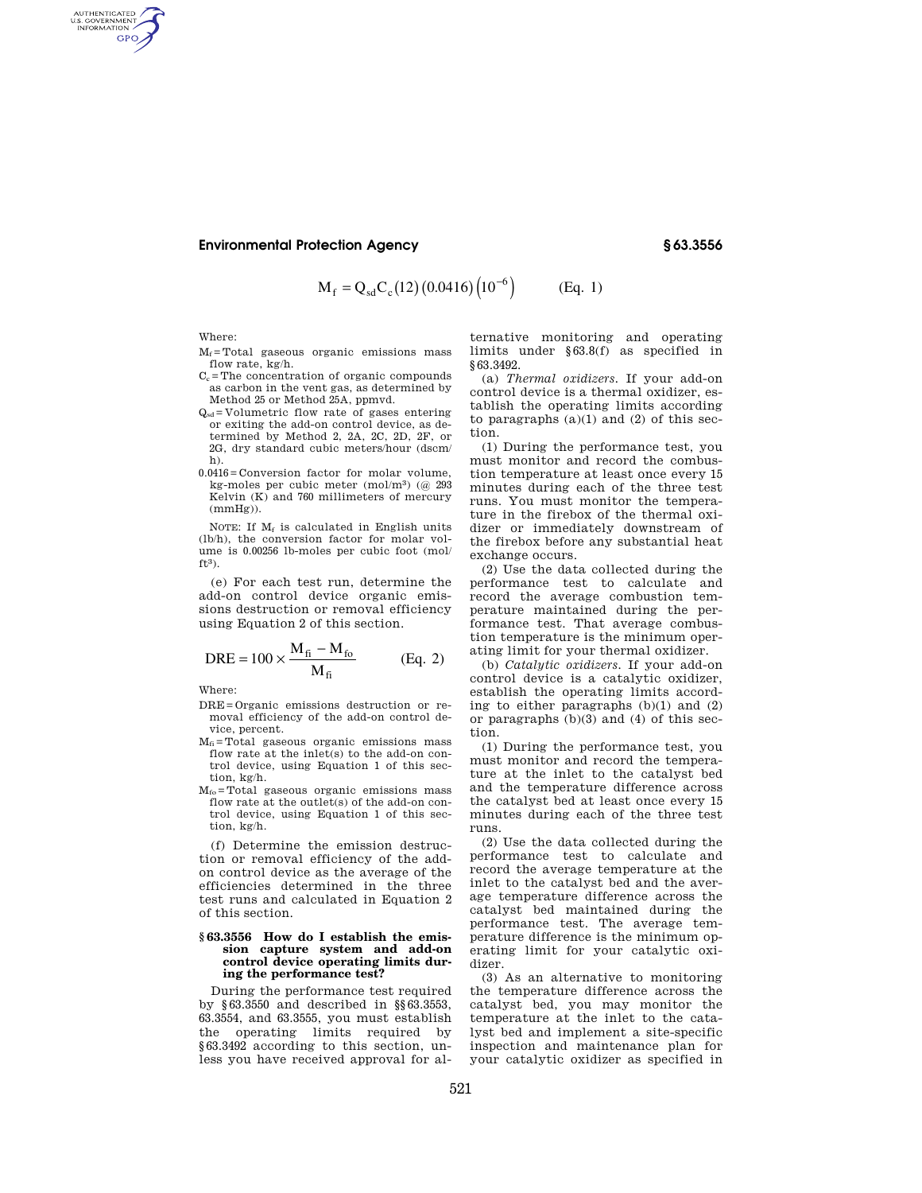$$M_f = Q_{sd} C_c (12)(0.0416)(10^{-6}) \qquad \text{(Eq. 1)}$$

Where:

$M_f$ = Total gaseous organic emissions mass flow rate, kg/h.

$C_c$ = The concentration of organic compounds as carbon in the vent gas, as determined by Method 25 or Method 25A, ppmvd.

$Q_{sd}$ = Volumetric flow rate of gases entering or exiting the add-on control device, as determined by Method 2, 2A, 2C, 2D, 2F, or 2G, dry standard cubic meters/hour (dscm/h).

0.0416 = Conversion factor for molar volume, kg-moles per cubic meter (mol/m$^3$) (@ 293 Kelvin (K) and 760 millimeters of mercury (mmHg)).

NOTE: If $M_f$ is calculated in English units (lb/h), the conversion factor for molar volume is 0.00256 lb-moles per cubic foot (mol/ft$^3$).

(e) For each test run, determine the add-on control device organic emissions destruction or removal efficiency using Equation 2 of this section.

$$DRE = 100 \times \frac{M_{fi} - M_{fo}}{M_{fi}} \qquad \text{(Eq. 2)}$$

Where:

DRE = Organic emissions destruction or removal efficiency of the add-on control device, percent.

$M_{fi}$ = Total gaseous organic emissions mass flow rate at the inlet(s) to the add-on control device, using Equation 1 of this section, kg/h.

$M_{fo}$ = Total gaseous organic emissions mass flow rate at the outlet(s) of the add-on control device, using Equation 1 of this section, kg/h.

(f) Determine the emission destruction or removal efficiency of the add-on control device as the average of the efficiencies determined in the three test runs and calculated in Equation 2 of this section.

**§ 63.3556 How do I establish the emission capture system and add-on control device operating limits during the performance test?**

During the performance test required by § 63.3550 and described in §§ 63.3553, 63.3554, and 63.3555, you must establish the operating limits required by § 63.3492 according to this section, unless you have received approval for alternative monitoring and operating limits under § 63.8(f) as specified in § 63.3492.

(a) *Thermal oxidizers.* If your add-on control device is a thermal oxidizer, establish the operating limits according to paragraphs (a)(1) and (2) of this section.

(1) During the performance test, you must monitor and record the combustion temperature at least once every 15 minutes during each of the three test runs. You must monitor the temperature in the firebox of the thermal oxidizer or immediately downstream of the firebox before any substantial heat exchange occurs.

(2) Use the data collected during the performance test to calculate and record the average combustion temperature maintained during the performance test. That average combustion temperature is the minimum operating limit for your thermal oxidizer.

(b) *Catalytic oxidizers.* If your add-on control device is a catalytic oxidizer, establish the operating limits according to either paragraphs (b)(1) and (2) or paragraphs (b)(3) and (4) of this section.

(1) During the performance test, you must monitor and record the temperature at the inlet to the catalyst bed and the temperature difference across the catalyst bed at least once every 15 minutes during each of the three test runs.

(2) Use the data collected during the performance test to calculate and record the average temperature at the inlet to the catalyst bed and the average temperature difference across the catalyst bed maintained during the performance test. The average temperature difference is the minimum operating limit for your catalytic oxidizer.

(3) As an alternative to monitoring the temperature difference across the catalyst bed, you may monitor the temperature at the inlet to the catalyst bed and implement a site-specific inspection and maintenance plan for your catalytic oxidizer as specified in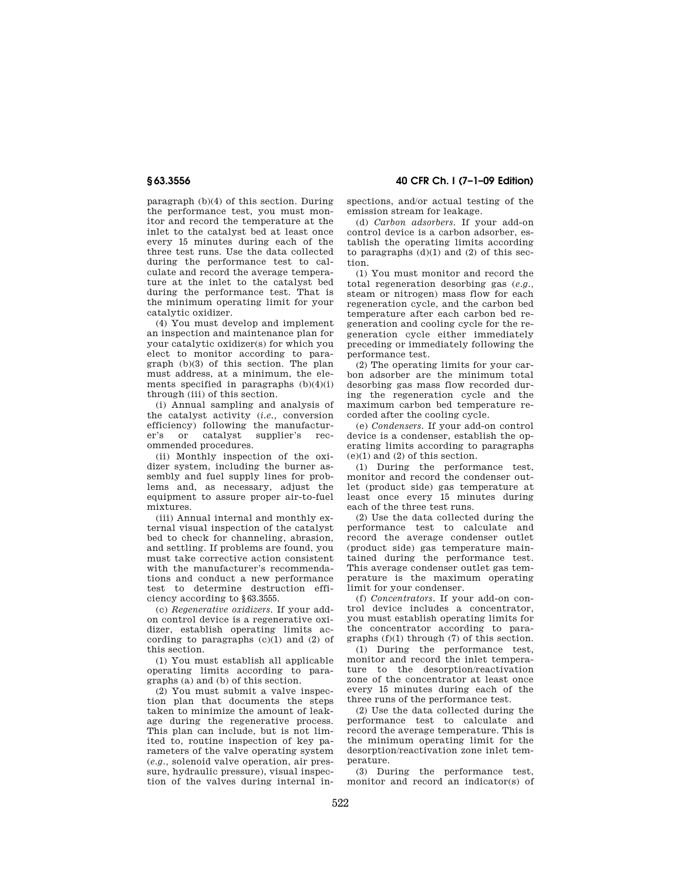paragraph (b)(4) of this section. During the performance test, you must monitor and record the temperature at the inlet to the catalyst bed at least once every 15 minutes during each of the three test runs. Use the data collected during the performance test to calculate and record the average temperature at the inlet to the catalyst bed during the performance test. That is the minimum operating limit for your catalytic oxidizer.

(4) You must develop and implement an inspection and maintenance plan for your catalytic oxidizer(s) for which you elect to monitor according to paragraph (b)(3) of this section. The plan must address, at a minimum, the elements specified in paragraphs (b)(4)(i) through (iii) of this section.

(i) Annual sampling and analysis of the catalyst activity (*i.e.*, conversion efficiency) following the manufacturer's or catalyst supplier's recommended procedures.

(ii) Monthly inspection of the oxidizer system, including the burner assembly and fuel supply lines for problems and, as necessary, adjust the equipment to assure proper air-to-fuel mixtures.

(iii) Annual internal and monthly external visual inspection of the catalyst bed to check for channeling, abrasion, and settling. If problems are found, you must take corrective action consistent with the manufacturer's recommendations and conduct a new performance test to determine destruction efficiency according to §63.3555.

(c) *Regenerative oxidizers.* If your add-on control device is a regenerative oxidizer, establish operating limits according to paragraphs (c)(1) and (2) of this section.

(1) You must establish all applicable operating limits according to paragraphs (a) and (b) of this section.

(2) You must submit a valve inspection plan that documents the steps taken to minimize the amount of leakage during the regenerative process. This plan can include, but is not limited to, routine inspection of key parameters of the valve operating system (*e.g.*, solenoid valve operation, air pressure, hydraulic pressure), visual inspection of the valves during internal inspections, and/or actual testing of the emission stream for leakage.

(d) *Carbon adsorbers.* If your add-on control device is a carbon adsorber, establish the operating limits according to paragraphs (d)(1) and (2) of this section.

(1) You must monitor and record the total regeneration desorbing gas (*e.g.*, steam or nitrogen) mass flow for each regeneration cycle, and the carbon bed temperature after each carbon bed regeneration and cooling cycle for the regeneration cycle either immediately preceding or immediately following the performance test.

(2) The operating limits for your carbon adsorber are the minimum total desorbing gas mass flow recorded during the regeneration cycle and the maximum carbon bed temperature recorded after the cooling cycle.

(e) *Condensers.* If your add-on control device is a condenser, establish the operating limits according to paragraphs (e)(1) and (2) of this section.

(1) During the performance test, monitor and record the condenser outlet (product side) gas temperature at least once every 15 minutes during each of the three test runs.

(2) Use the data collected during the performance test to calculate and record the average condenser outlet (product side) gas temperature maintained during the performance test. This average condenser outlet gas temperature is the maximum operating limit for your condenser.

(f) *Concentrators.* If your add-on control device includes a concentrator, you must establish operating limits for the concentrator according to paragraphs (f)(1) through (7) of this section.

(1) During the performance test, monitor and record the inlet temperature to the desorption/reactivation zone of the concentrator at least once every 15 minutes during each of the three runs of the performance test.

(2) Use the data collected during the performance test to calculate and record the average temperature. This is the minimum operating limit for the desorption/reactivation zone inlet temperature.

(3) During the performance test, monitor and record an indicator(s) of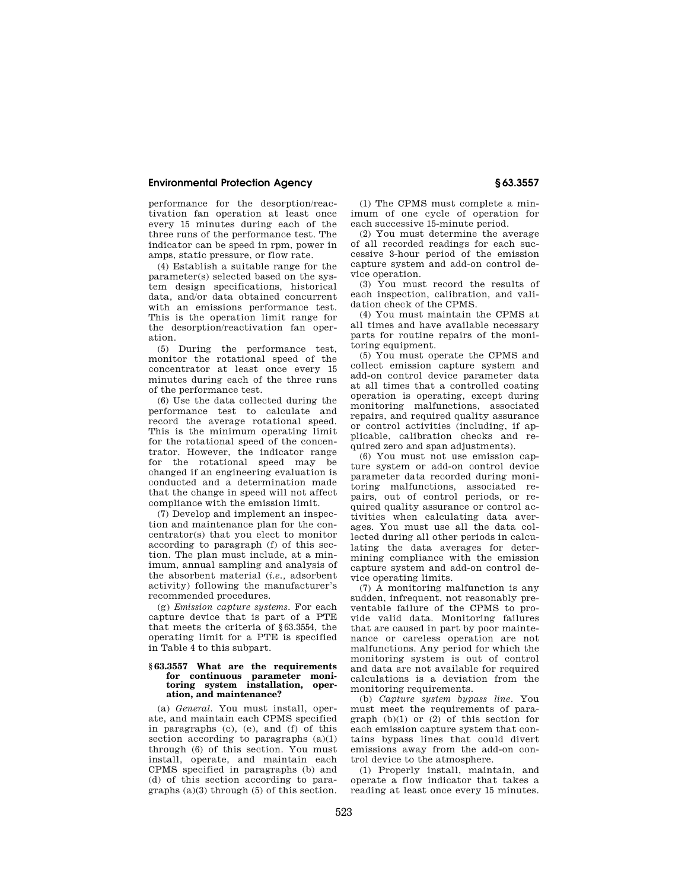performance for the desorption/reactivation fan operation at least once every 15 minutes during each of the three runs of the performance test. The indicator can be speed in rpm, power in amps, static pressure, or flow rate.

(4) Establish a suitable range for the parameter(s) selected based on the system design specifications, historical data, and/or data obtained concurrent with an emissions performance test. This is the operation limit range for the desorption/reactivation fan operation.

(5) During the performance test, monitor the rotational speed of the concentrator at least once every 15 minutes during each of the three runs of the performance test.

(6) Use the data collected during the performance test to calculate and record the average rotational speed. This is the minimum operating limit for the rotational speed of the concentrator. However, the indicator range for the rotational speed may be changed if an engineering evaluation is conducted and a determination made that the change in speed will not affect compliance with the emission limit.

(7) Develop and implement an inspection and maintenance plan for the concentrator(s) that you elect to monitor according to paragraph (f) of this section. The plan must include, at a minimum, annual sampling and analysis of the absorbent material (*i.e.*, adsorbent activity) following the manufacturer's recommended procedures.

(g) *Emission capture systems.* For each capture device that is part of a PTE that meets the criteria of §63.3554, the operating limit for a PTE is specified in Table 4 to this subpart.

### §63.3557 What are the requirements for continuous parameter monitoring system installation, operation, and maintenance?

(a) *General.* You must install, operate, and maintain each CPMS specified in paragraphs (c), (e), and (f) of this section according to paragraphs (a)(1) through (6) of this section. You must install, operate, and maintain each CPMS specified in paragraphs (b) and (d) of this section according to paragraphs (a)(3) through (5) of this section.

(1) The CPMS must complete a minimum of one cycle of operation for each successive 15-minute period.

(2) You must determine the average of all recorded readings for each successive 3-hour period of the emission capture system and add-on control device operation.

(3) You must record the results of each inspection, calibration, and validation check of the CPMS.

(4) You must maintain the CPMS at all times and have available necessary parts for routine repairs of the monitoring equipment.

(5) You must operate the CPMS and collect emission capture system and add-on control device parameter data at all times that a controlled coating operation is operating, except during monitoring malfunctions, associated repairs, and required quality assurance or control activities (including, if applicable, calibration checks and required zero and span adjustments).

(6) You must not use emission capture system or add-on control device parameter data recorded during monitoring malfunctions, associated repairs, out of control periods, or required quality assurance or control activities when calculating data averages. You must use all the data collected during all other periods in calculating the data averages for determining compliance with the emission capture system and add-on control device operating limits.

(7) A monitoring malfunction is any sudden, infrequent, not reasonably preventable failure of the CPMS to provide valid data. Monitoring failures that are caused in part by poor maintenance or careless operation are not malfunctions. Any period for which the monitoring system is out of control and data are not available for required calculations is a deviation from the monitoring requirements.

(b) *Capture system bypass line.* You must meet the requirements of paragraph (b)(1) or (2) of this section for each emission capture system that contains bypass lines that could divert emissions away from the add-on control device to the atmosphere.

(1) Properly install, maintain, and operate a flow indicator that takes a reading at least once every 15 minutes.